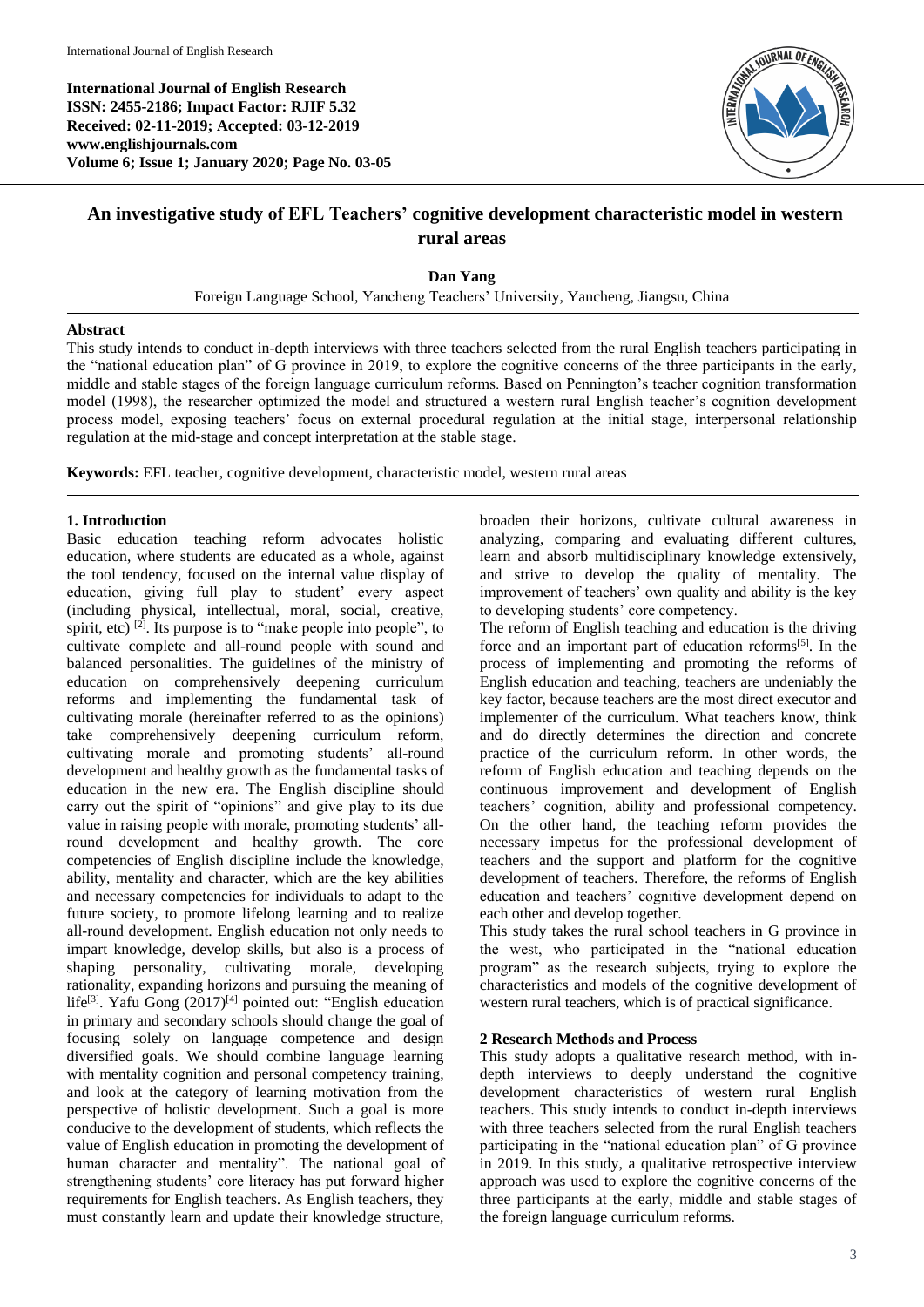International Journal of English Research
ISSN: 2455-2186; Impact Factor: RJIF 5.32
Received: 02-11-2019; Accepted: 03-12-2019
www.englishjournals.com
Volume 6; Issue 1; January 2020; Page No. 03-05

# An investigative study of EFL Teachers' cognitive development characteristic model in western rural areas

**Dan Yang**

Foreign Language School, Yancheng Teachers' University, Yancheng, Jiangsu, China

**Abstract**

This study intends to conduct in-depth interviews with three teachers selected from the rural English teachers participating in the "national education plan" of G province in 2019, to explore the cognitive concerns of the three participants in the early, middle and stable stages of the foreign language curriculum reforms. Based on Pennington's teacher cognition transformation model (1998), the researcher optimized the model and structured a western rural English teacher's cognition development process model, exposing teachers' focus on external procedural regulation at the initial stage, interpersonal relationship regulation at the mid-stage and concept interpretation at the stable stage.

**Keywords:** EFL teacher, cognitive development, characteristic model, western rural areas

## 1. Introduction

Basic education teaching reform advocates holistic education, where students are educated as a whole, against the tool tendency, focused on the internal value display of education, giving full play to student' every aspect (including physical, intellectual, moral, social, creative, spirit, etc) [2]. Its purpose is to "make people into people", to cultivate complete and all-round people with sound and balanced personalities. The guidelines of the ministry of education on comprehensively deepening curriculum reforms and implementing the fundamental task of cultivating morale (hereinafter referred to as the opinions) take comprehensively deepening curriculum reform, cultivating morale and promoting students' all-round development and healthy growth as the fundamental tasks of education in the new era. The English discipline should carry out the spirit of "opinions" and give play to its due value in raising people with morale, promoting students' all-round development and healthy growth. The core competencies of English discipline include the knowledge, ability, mentality and character, which are the key abilities and necessary competencies for individuals to adapt to the future society, to promote lifelong learning and to realize all-round development. English education not only needs to impart knowledge, develop skills, but also is a process of shaping personality, cultivating morale, developing rationality, expanding horizons and pursuing the meaning of life[3]. Yafu Gong (2017)[4] pointed out: "English education in primary and secondary schools should change the goal of focusing solely on language competence and design diversified goals. We should combine language learning with mentality cognition and personal competency training, and look at the category of learning motivation from the perspective of holistic development. Such a goal is more conducive to the development of students, which reflects the value of English education in promoting the development of human character and mentality". The national goal of strengthening students' core literacy has put forward higher requirements for English teachers. As English teachers, they must constantly learn and update their knowledge structure, broaden their horizons, cultivate cultural awareness in analyzing, comparing and evaluating different cultures, learn and absorb multidisciplinary knowledge extensively, and strive to develop the quality of mentality. The improvement of teachers' own quality and ability is the key to developing students' core competency.

The reform of English teaching and education is the driving force and an important part of education reforms[5]. In the process of implementing and promoting the reforms of English education and teaching, teachers are undeniably the key factor, because teachers are the most direct executor and implementer of the curriculum. What teachers know, think and do directly determines the direction and concrete practice of the curriculum reform. In other words, the reform of English education and teaching depends on the continuous improvement and development of English teachers' cognition, ability and professional competency. On the other hand, the teaching reform provides the necessary impetus for the professional development of teachers and the support and platform for the cognitive development of teachers. Therefore, the reforms of English education and teachers' cognitive development depend on each other and develop together.

This study takes the rural school teachers in G province in the west, who participated in the "national education program" as the research subjects, trying to explore the characteristics and models of the cognitive development of western rural teachers, which is of practical significance.

## 2 Research Methods and Process

This study adopts a qualitative research method, with in-depth interviews to deeply understand the cognitive development characteristics of western rural English teachers. This study intends to conduct in-depth interviews with three teachers selected from the rural English teachers participating in the "national education plan" of G province in 2019. In this study, a qualitative retrospective interview approach was used to explore the cognitive concerns of the three participants at the early, middle and stable stages of the foreign language curriculum reforms.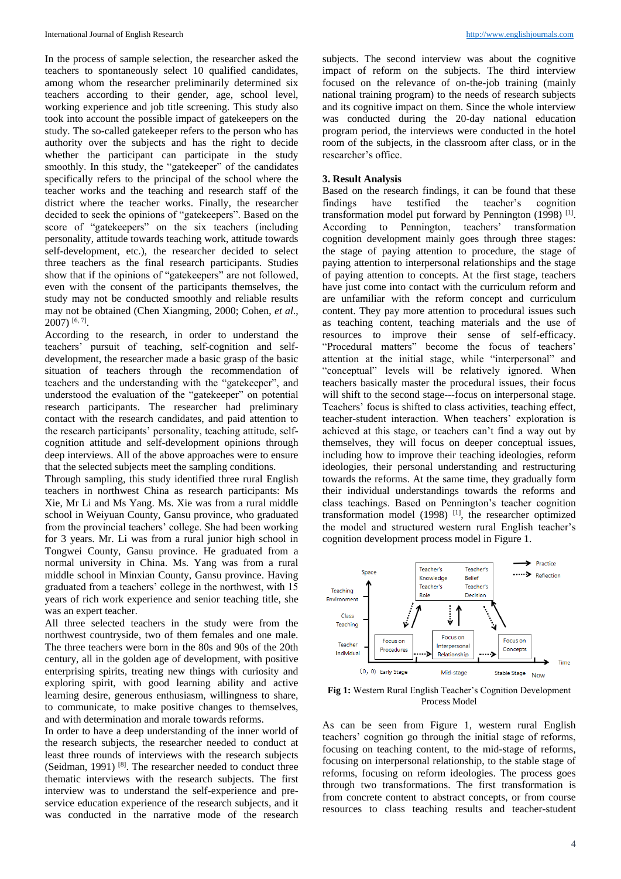In the process of sample selection, the researcher asked the teachers to spontaneously select 10 qualified candidates, among whom the researcher preliminarily determined six teachers according to their gender, age, school level, working experience and job title screening. This study also took into account the possible impact of gatekeepers on the study. The so-called gatekeeper refers to the person who has authority over the subjects and has the right to decide whether the participant can participate in the study smoothly. In this study, the "gatekeeper" of the candidates specifically refers to the principal of the school where the teacher works and the teaching and research staff of the district where the teacher works. Finally, the researcher decided to seek the opinions of "gatekeepers". Based on the score of "gatekeepers" on the six teachers (including personality, attitude towards teaching work, attitude towards self-development, etc.), the researcher decided to select three teachers as the final research participants. Studies show that if the opinions of "gatekeepers" are not followed, even with the consent of the participants themselves, the study may not be conducted smoothly and reliable results may not be obtained (Chen Xiangming, 2000; Cohen, *et al*., 2007) [6, 7].

According to the research, in order to understand the teachers' pursuit of teaching, self-cognition and self-development, the researcher made a basic grasp of the basic situation of teachers through the recommendation of teachers and the understanding with the "gatekeeper", and understood the evaluation of the "gatekeeper" on potential research participants. The researcher had preliminary contact with the research candidates, and paid attention to the research participants' personality, teaching attitude, self-cognition attitude and self-development opinions through deep interviews. All of the above approaches were to ensure that the selected subjects meet the sampling conditions.

Through sampling, this study identified three rural English teachers in northwest China as research participants: Ms Xie, Mr Li and Ms Yang. Ms. Xie was from a rural middle school in Weiyuan County, Gansu province, who graduated from the provincial teachers' college. She had been working for 3 years. Mr. Li was from a rural junior high school in Tongwei County, Gansu province. He graduated from a normal university in China. Ms. Yang was from a rural middle school in Minxian County, Gansu province. Having graduated from a teachers' college in the northwest, with 15 years of rich work experience and senior teaching title, she was an expert teacher.

All three selected teachers in the study were from the northwest countryside, two of them females and one male. The three teachers were born in the 80s and 90s of the 20th century, all in the golden age of development, with positive enterprising spirits, treating new things with curiosity and exploring spirit, with good learning ability and active learning desire, generous enthusiasm, willingness to share, to communicate, to make positive changes to themselves, and with determination and morale towards reforms.

In order to have a deep understanding of the inner world of the research subjects, the researcher needed to conduct at least three rounds of interviews with the research subjects (Seidman, 1991) [8]. The researcher needed to conduct three thematic interviews with the research subjects. The first interview was to understand the self-experience and pre-service education experience of the research subjects, and it was conducted in the narrative mode of the research subjects. The second interview was about the cognitive impact of reform on the subjects. The third interview focused on the relevance of on-the-job training (mainly national training program) to the needs of research subjects and its cognitive impact on them. Since the whole interview was conducted during the 20-day national education program period, the interviews were conducted in the hotel room of the subjects, in the classroom after class, or in the researcher's office.

## 3. Result Analysis

Based on the research findings, it can be found that these findings have testified the teacher's cognition transformation model put forward by Pennington (1998) [1]. According to Pennington, teachers' transformation cognition development mainly goes through three stages: the stage of paying attention to procedure, the stage of paying attention to interpersonal relationships and the stage of paying attention to concepts. At the first stage, teachers have just come into contact with the curriculum reform and are unfamiliar with the reform concept and curriculum content. They pay more attention to procedural issues such as teaching content, teaching materials and the use of resources to improve their sense of self-efficacy. "Procedural matters" become the focus of teachers' attention at the initial stage, while "interpersonal" and "conceptual" levels will be relatively ignored. When teachers basically master the procedural issues, their focus will shift to the second stage---focus on interpersonal stage. Teachers' focus is shifted to class activities, teaching effect, teacher-student interaction. When teachers' exploration is achieved at this stage, or teachers can't find a way out by themselves, they will focus on deeper conceptual issues, including how to improve their teaching ideologies, reform ideologies, their personal understanding and restructuring towards the reforms. At the same time, they gradually form their individual understandings towards the reforms and class teachings. Based on Pennington's teacher cognition transformation model (1998) [1], the researcher optimized the model and structured western rural English teacher's cognition development process model in Figure 1.

**Fig 1:** Western Rural English Teacher's Cognition Development Process Model

As can be seen from Figure 1, western rural English teachers' cognition go through the initial stage of reforms, focusing on teaching content, to the mid-stage of reforms, focusing on interpersonal relationship, to the stable stage of reforms, focusing on reform ideologies. The process goes through two transformations. The first transformation is from concrete content to abstract concepts, or from course resources to class teaching results and teacher-student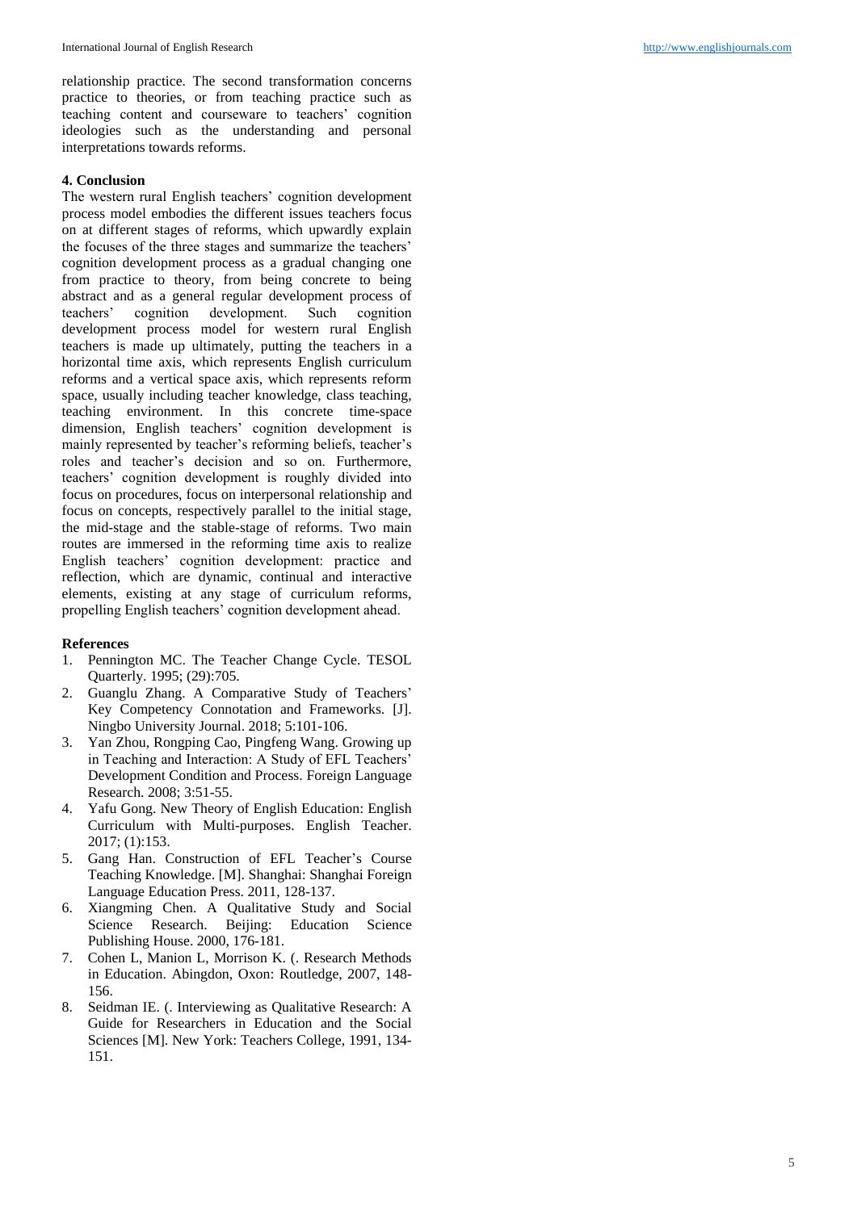relationship practice. The second transformation concerns practice to theories, or from teaching practice such as teaching content and courseware to teachers' cognition ideologies such as the understanding and personal interpretations towards reforms.

#### 4. Conclusion

The western rural English teachers' cognition development process model embodies the different issues teachers focus on at different stages of reforms, which upwardly explain the focuses of the three stages and summarize the teachers' cognition development process as a gradual changing one from practice to theory, from being concrete to being abstract and as a general regular development process of teachers' cognition development. Such cognition development process model for western rural English teachers is made up ultimately, putting the teachers in a horizontal time axis, which represents English curriculum reforms and a vertical space axis, which represents reform space, usually including teacher knowledge, class teaching, teaching environment. In this concrete time-space dimension, English teachers' cognition development is mainly represented by teacher's reforming beliefs, teacher's roles and teacher's decision and so on. Furthermore, teachers' cognition development is roughly divided into focus on procedures, focus on interpersonal relationship and focus on concepts, respectively parallel to the initial stage, the mid-stage and the stable-stage of reforms. Two main routes are immersed in the reforming time axis to realize English teachers' cognition development: practice and reflection, which are dynamic, continual and interactive elements, existing at any stage of curriculum reforms, propelling English teachers' cognition development ahead.

#### References

1. Pennington MC. The Teacher Change Cycle. TESOL Quarterly. 1995; (29):705.
2. Guanglu Zhang. A Comparative Study of Teachers' Key Competency Connotation and Frameworks. [J]. Ningbo University Journal. 2018; 5:101-106.
3. Yan Zhou, Rongping Cao, Pingfeng Wang. Growing up in Teaching and Interaction: A Study of EFL Teachers' Development Condition and Process. Foreign Language Research. 2008; 3:51-55.
4. Yafu Gong. New Theory of English Education: English Curriculum with Multi-purposes. English Teacher. 2017; (1):153.
5. Gang Han. Construction of EFL Teacher's Course Teaching Knowledge. [M]. Shanghai: Shanghai Foreign Language Education Press. 2011, 128-137.
6. Xiangming Chen. A Qualitative Study and Social Science Research. Beijing: Education Science Publishing House. 2000, 176-181.
7. Cohen L, Manion L, Morrison K. (. Research Methods in Education. Abingdon, Oxon: Routledge, 2007, 148-156.
8. Seidman IE. (. Interviewing as Qualitative Research: A Guide for Researchers in Education and the Social Sciences [M]. New York: Teachers College, 1991, 134-151.